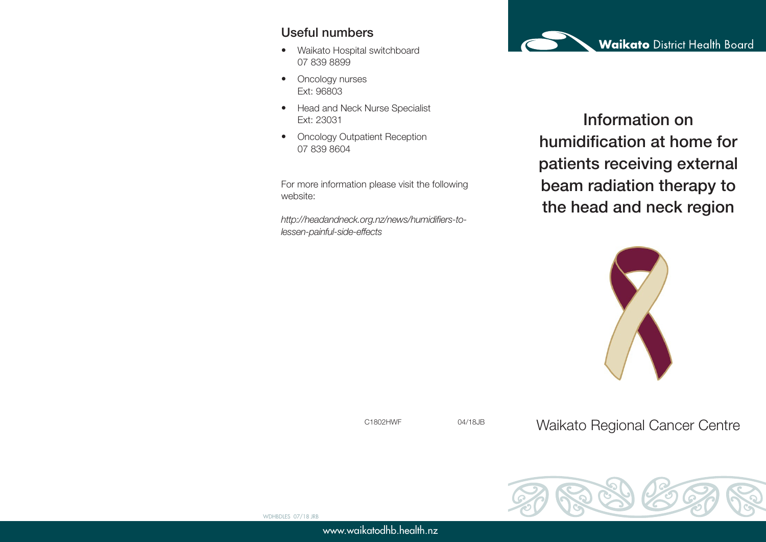## Useful numbers

- Waikato Hospital switchboard
  07 839 8899
- Oncology nurses
  Ext: 96803
- Head and Neck Nurse Specialist
  Ext: 23031
- Oncology Outpatient Reception
  07 839 8604

For more information please visit the following website:

*http://headandneck.org.nz/news/humidifiers-to-lessen-painful-side-effects*

C1802HWF 04/18JB

WDHBDLES 07/18 JRB

**Waikato** District Health Board

# Information on humidification at home for patients receiving external beam radiation therapy to the head and neck region

Waikato Regional Cancer Centre

www.waikatodhb.health.nz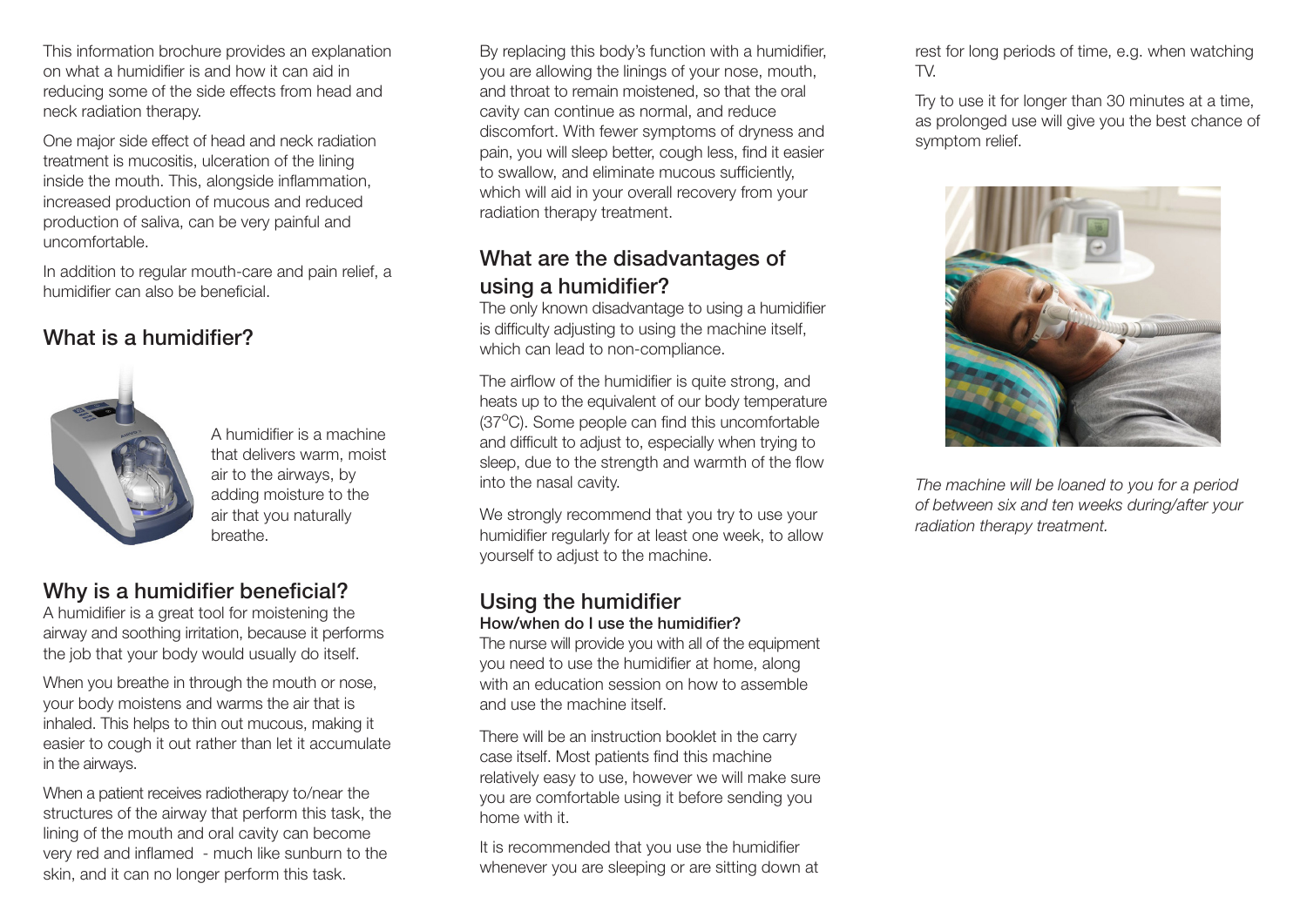This information brochure provides an explanation on what a humidifier is and how it can aid in reducing some of the side effects from head and neck radiation therapy.

One major side effect of head and neck radiation treatment is mucositis, ulceration of the lining inside the mouth. This, alongside inflammation, increased production of mucous and reduced production of saliva, can be very painful and uncomfortable.

In addition to regular mouth-care and pain relief, a humidifier can also be beneficial.

## What is a humidifier?

A humidifier is a machine that delivers warm, moist air to the airways, by adding moisture to the air that you naturally breathe.

## Why is a humidifier beneficial?

A humidifier is a great tool for moistening the airway and soothing irritation, because it performs the job that your body would usually do itself.

When you breathe in through the mouth or nose, your body moistens and warms the air that is inhaled. This helps to thin out mucous, making it easier to cough it out rather than let it accumulate in the airways.

When a patient receives radiotherapy to/near the structures of the airway that perform this task, the lining of the mouth and oral cavity can become very red and inflamed - much like sunburn to the skin, and it can no longer perform this task.

By replacing this body's function with a humidifier, you are allowing the linings of your nose, mouth, and throat to remain moistened, so that the oral cavity can continue as normal, and reduce discomfort. With fewer symptoms of dryness and pain, you will sleep better, cough less, find it easier to swallow, and eliminate mucous sufficiently, which will aid in your overall recovery from your radiation therapy treatment.

## What are the disadvantages of using a humidifier?

The only known disadvantage to using a humidifier is difficulty adjusting to using the machine itself, which can lead to non-compliance.

The airflow of the humidifier is quite strong, and heats up to the equivalent of our body temperature (37$^{o}$C). Some people can find this uncomfortable and difficult to adjust to, especially when trying to sleep, due to the strength and warmth of the flow into the nasal cavity.

We strongly recommend that you try to use your humidifier regularly for at least one week, to allow yourself to adjust to the machine.

## Using the humidifier

### How/when do I use the humidifier?

The nurse will provide you with all of the equipment you need to use the humidifier at home, along with an education session on how to assemble and use the machine itself.

There will be an instruction booklet in the carry case itself. Most patients find this machine relatively easy to use, however we will make sure you are comfortable using it before sending you home with it.

It is recommended that you use the humidifier whenever you are sleeping or are sitting down at rest for long periods of time, e.g. when watching TV.

Try to use it for longer than 30 minutes at a time, as prolonged use will give you the best chance of symptom relief.

*The machine will be loaned to you for a period of between six and ten weeks during/after your radiation therapy treatment.*